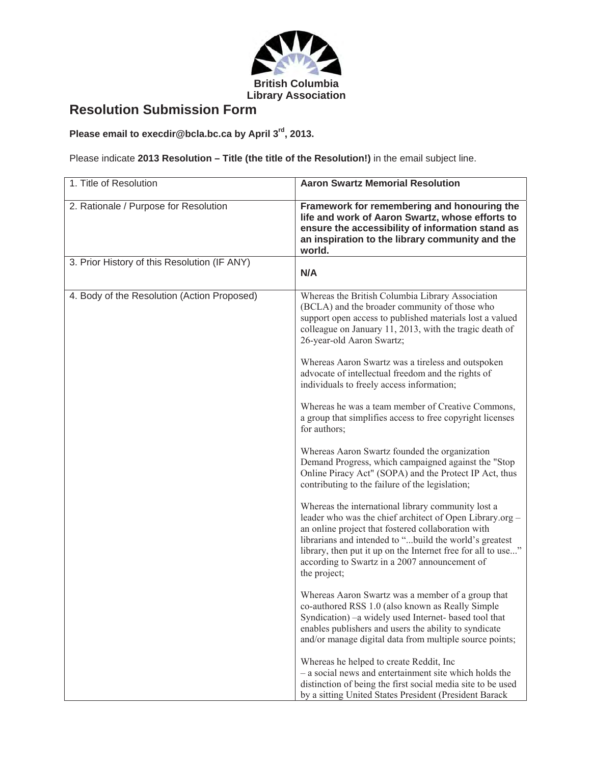British Columbia Library Association

# Resolution Submission Form

**Please email to execdir@bcla.bc.ca by April 3rd, 2013.**

Please indicate **2013 Resolution – Title (the title of the Resolution!)** in the email subject line.

| | |
|---|---|
| 1. Title of Resolution | **Aaron Swartz Memorial Resolution** |
| 2. Rationale / Purpose for Resolution | **Framework for remembering and honouring the life and work of Aaron Swartz, whose efforts to ensure the accessibility of information stand as an inspiration to the library community and the world.** |
| 3. Prior History of this Resolution (IF ANY) | **N/A** |
| 4. Body of the Resolution (Action Proposed) | Whereas the British Columbia Library Association (BCLA) and the broader community of those who support open access to published materials lost a valued colleague on January 11, 2013, with the tragic death of 26-year-old Aaron Swartz;<br><br>Whereas Aaron Swartz was a tireless and outspoken advocate of intellectual freedom and the rights of individuals to freely access information;<br><br>Whereas he was a team member of Creative Commons, a group that simplifies access to free copyright licenses for authors;<br><br>Whereas Aaron Swartz founded the organization Demand Progress, which campaigned against the "Stop Online Piracy Act" (SOPA) and the Protect IP Act, thus contributing to the failure of the legislation;<br><br>Whereas the international library community lost a leader who was the chief architect of Open Library.org – an online project that fostered collaboration with librarians and intended to "...build the world's greatest library, then put it up on the Internet free for all to use..." according to Swartz in a 2007 announcement of the project;<br><br>Whereas Aaron Swartz was a member of a group that co-authored RSS 1.0 (also known as Really Simple Syndication) –a widely used Internet- based tool that enables publishers and users the ability to syndicate and/or manage digital data from multiple source points;<br><br>Whereas he helped to create Reddit, Inc – a social news and entertainment site which holds the distinction of being the first social media site to be used by a sitting United States President (President Barack |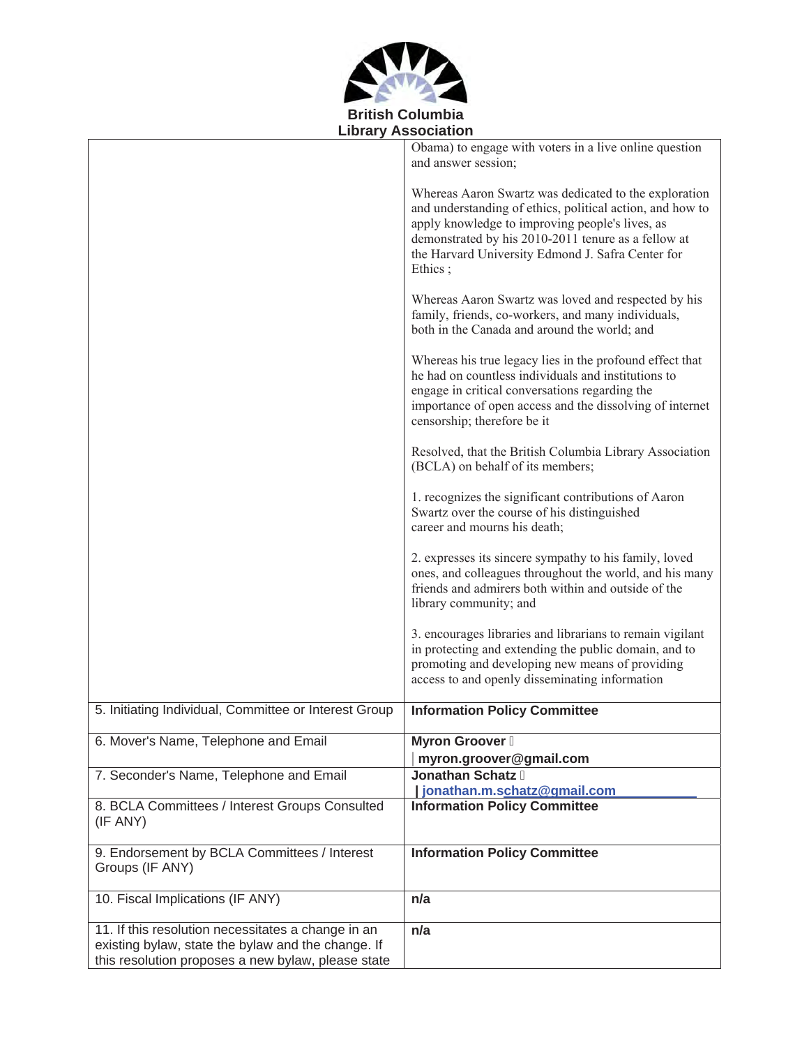**British Columbia Library Association**

| | |
|---|---|
| | Obama) to engage with voters in a live online question and answer session;<br><br>Whereas Aaron Swartz was dedicated to the exploration and understanding of ethics, political action, and how to apply knowledge to improving people's lives, as demonstrated by his 2010-2011 tenure as a fellow at the Harvard University Edmond J. Safra Center for Ethics ;<br><br>Whereas Aaron Swartz was loved and respected by his family, friends, co-workers, and many individuals, both in the Canada and around the world; and<br><br>Whereas his true legacy lies in the profound effect that he had on countless individuals and institutions to engage in critical conversations regarding the importance of open access and the dissolving of internet censorship; therefore be it<br><br>Resolved, that the British Columbia Library Association (BCLA) on behalf of its members;<br><br>1. recognizes the significant contributions of Aaron Swartz over the course of his distinguished career and mourns his death;<br><br>2. expresses its sincere sympathy to his family, loved ones, and colleagues throughout the world, and his many friends and admirers both within and outside of the library community; and<br><br>3. encourages libraries and librarians to remain vigilant in protecting and extending the public domain, and to promoting and developing new means of providing access to and openly disseminating information |
| 5. Initiating Individual, Committee or Interest Group | **Information Policy Committee** |
| 6. Mover's Name, Telephone and Email | **Myron Groover** <br>**myron.groover@gmail.com** |
| 7. Seconder's Name, Telephone and Email | **Jonathan Schatz** <br>**jonathan.m.schatz@gmail.com** |
| 8. BCLA Committees / Interest Groups Consulted (IF ANY) | **Information Policy Committee** |
| 9. Endorsement by BCLA Committees / Interest Groups (IF ANY) | **Information Policy Committee** |
| 10. Fiscal Implications (IF ANY) | **n/a** |
| 11. If this resolution necessitates a change in an existing bylaw, state the bylaw and the change. If this resolution proposes a new bylaw, please state | **n/a** |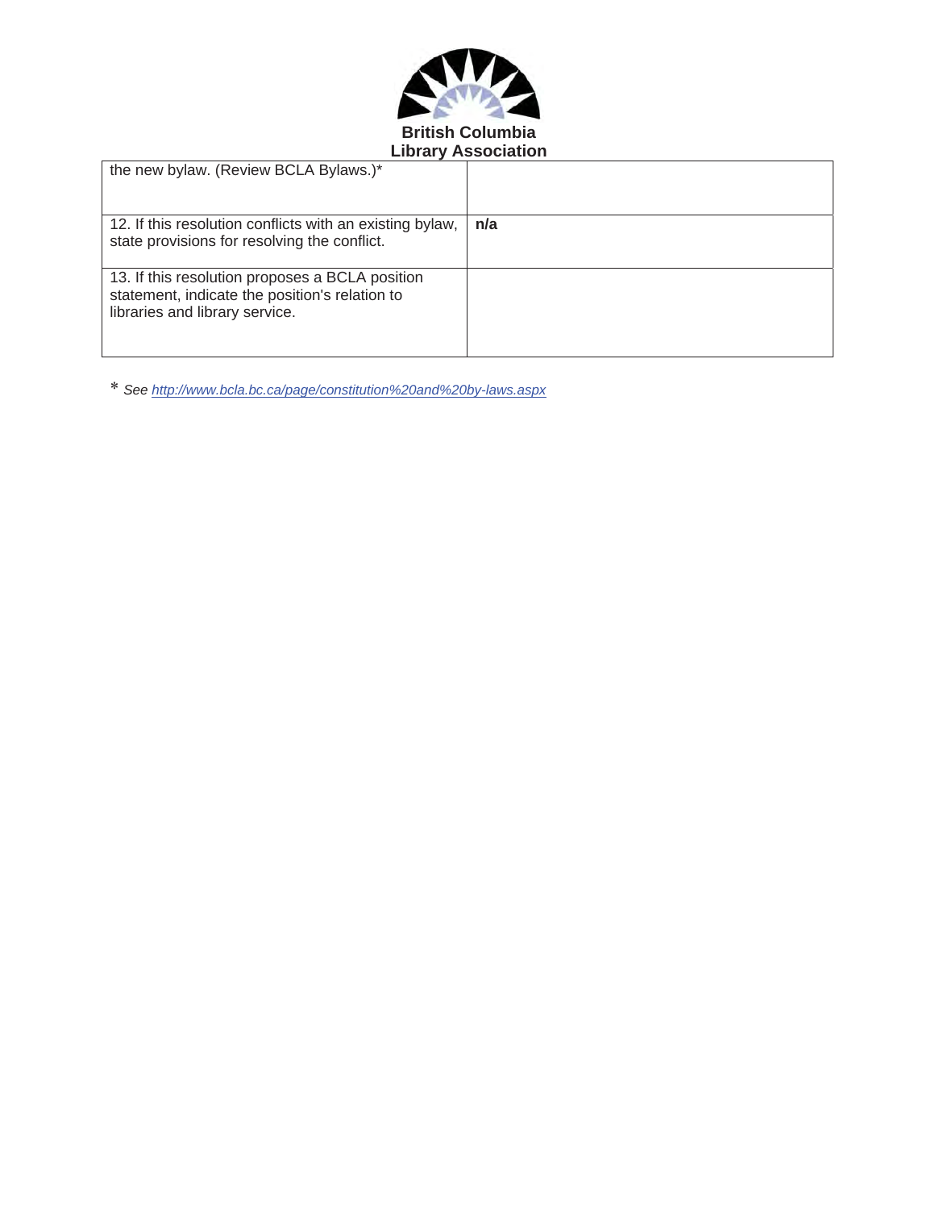British Columbia
Library Association

| | |
|---|---|
| the new bylaw. (Review BCLA Bylaws.)* | |
| 12. If this resolution conflicts with an existing bylaw, state provisions for resolving the conflict. | **n/a** |
| 13. If this resolution proposes a BCLA position statement, indicate the position's relation to libraries and library service. | |

* *See http://www.bcla.bc.ca/page/constitution%20and%20by-laws.aspx*